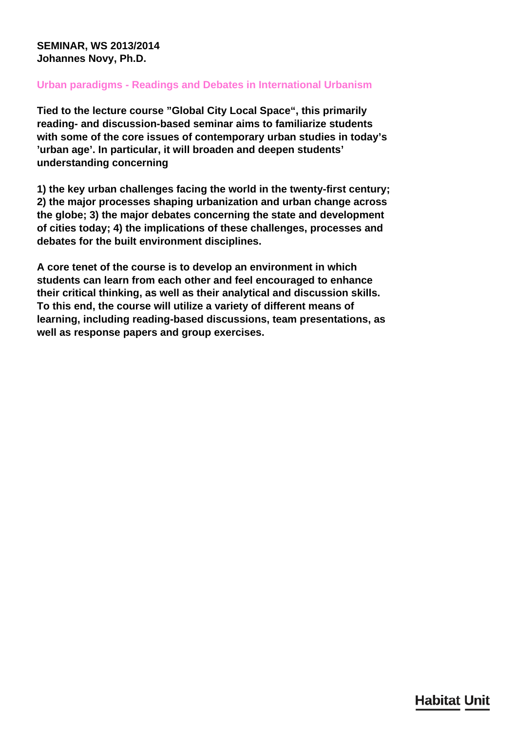**SEMINAR, WS 2013/2014**
**Johannes Novy, Ph.D.**

## Urban paradigms - Readings and Debates in International Urbanism

**Tied to the lecture course ”Global City Local Space“, this primarily reading- and discussion-based seminar aims to familiarize students with some of the core issues of contemporary urban studies in today’s ’urban age’. In particular, it will broaden and deepen students’ understanding concerning**

**1) the key urban challenges facing the world in the twenty-first century; 2) the major processes shaping urbanization and urban change across the globe; 3) the major debates concerning the state and development of cities today; 4) the implications of these challenges, processes and debates for the built environment disciplines.**

**A core tenet of the course is to develop an environment in which students can learn from each other and feel encouraged to enhance their critical thinking, as well as their analytical and discussion skills. To this end, the course will utilize a variety of different means of learning, including reading-based discussions, team presentations, as well as response papers and group exercises.**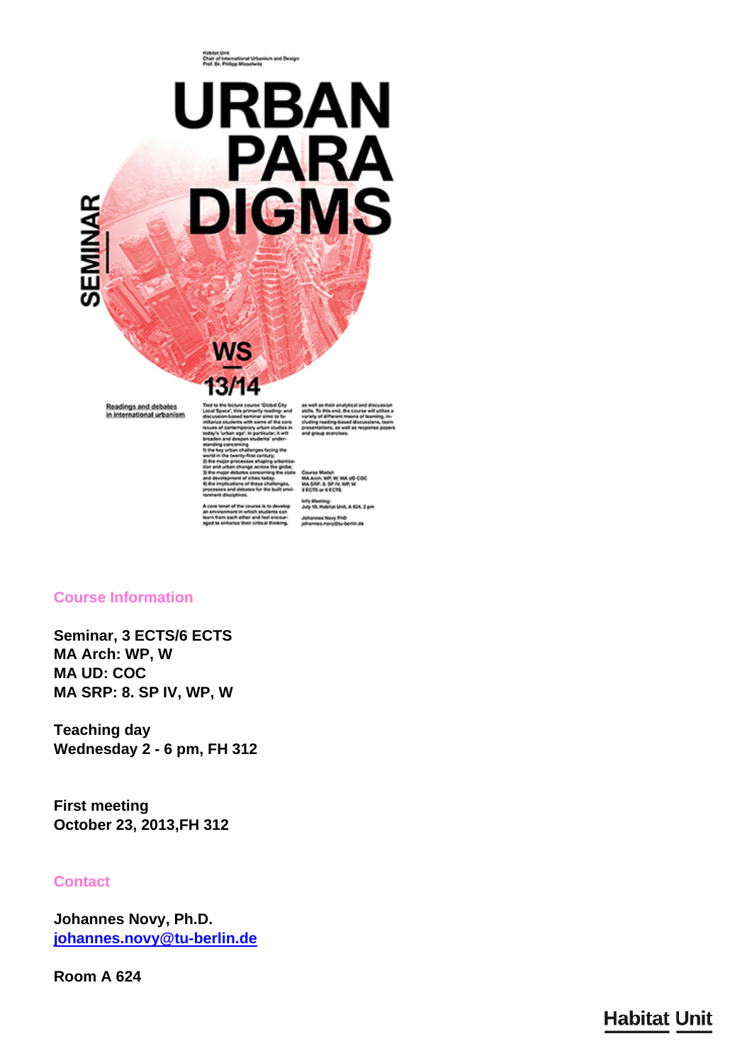Habitat Unit
Chair of International Urbanism and Design
Prof. Dr. Philipp Misselwitz

# URBAN PARADIGMS

SEMINAR

WS 13/14

Readings and debates in international urbanism

Tied to the lecture course 'Global City Local Space', this primarily reading- and discussion-based seminar aims to familiarize students with some of the core issues of contemporary urban studies in today's 'urban age'. In particular, it will broaden and deepen students' understanding concerning

1) the key urban challenges facing the world in the twenty-first century;
2) the major processes shaping urbanization and urban change across the globe;
3) the major debates concerning the state and development of cities today;
4) the implications of these challenges, processes and debates for the built environment disciplines.

A core tenet of the course is to develop an environment in which students can learn from each other and feel encouraged to enhance their critical thinking, as well as their analytical and discussion skills. To this end, the course will utilize a variety of different means of learning, including reading-based discussions, team presentations, as well as response papers and group exercises.

Course Modul:
MA Arch: WP, W; MA UD COC
MA SRP: 8. SP IV, WP, W
3 ECTS or 6 ECTS

Info Meeting:
July 10, Habitat Unit, A 624, 2 pm

Johannes Novy PhD
johannes.novy@tu-berlin.de

## Course Information

**Seminar, 3 ECTS/6 ECTS**
**MA Arch: WP, W**
**MA UD: COC**
**MA SRP: 8. SP IV, WP, W**

**Teaching day**
**Wednesday 2 - 6 pm, FH 312**

**First meeting**
**October 23, 2013,FH 312**

## Contact

**Johannes Novy, Ph.D.**
**johannes.novy@tu-berlin.de**

**Room A 624**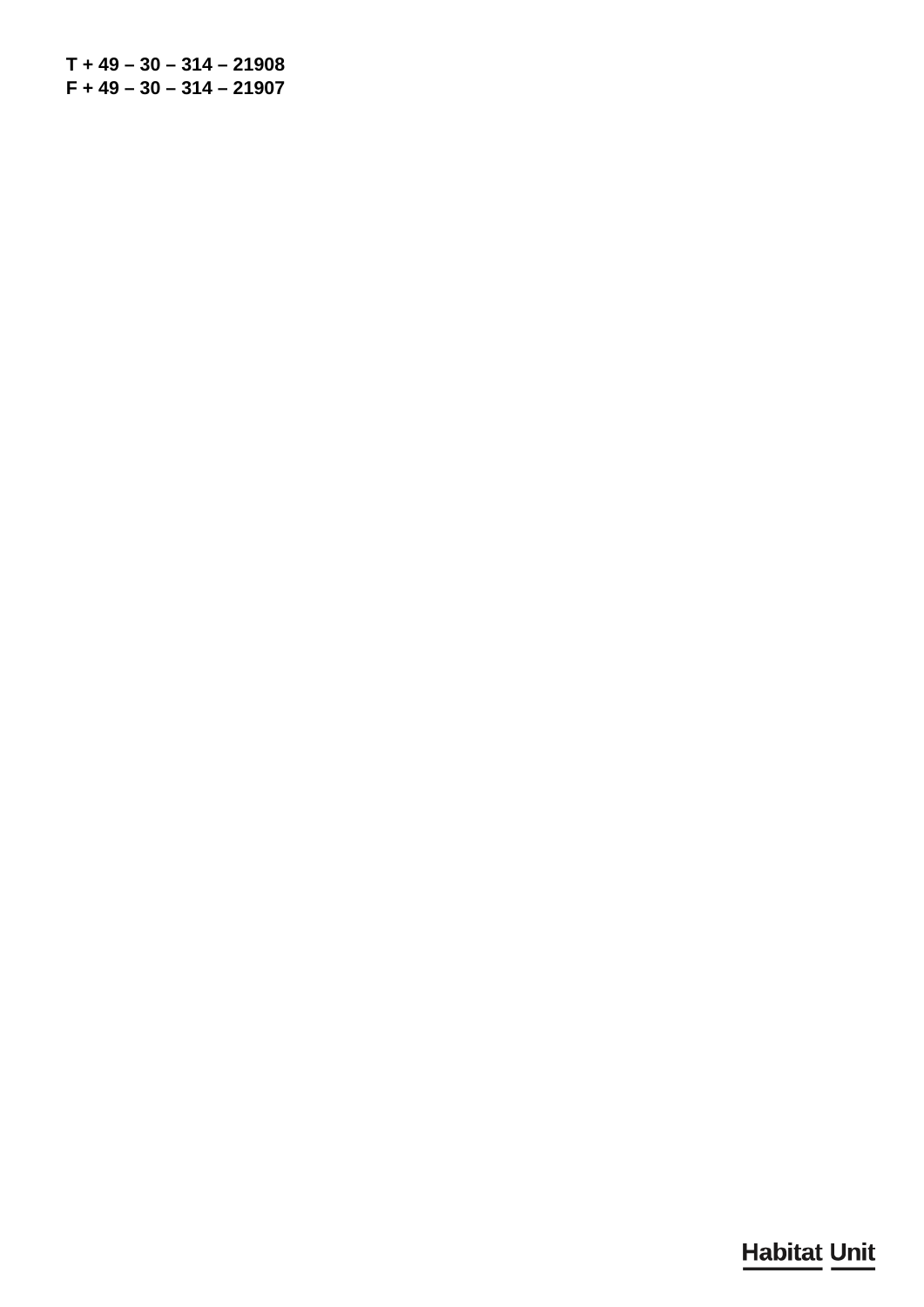**T + 49 – 30 – 314 – 21908**
**F + 49 – 30 – 314 – 21907**

**Habitat Unit**